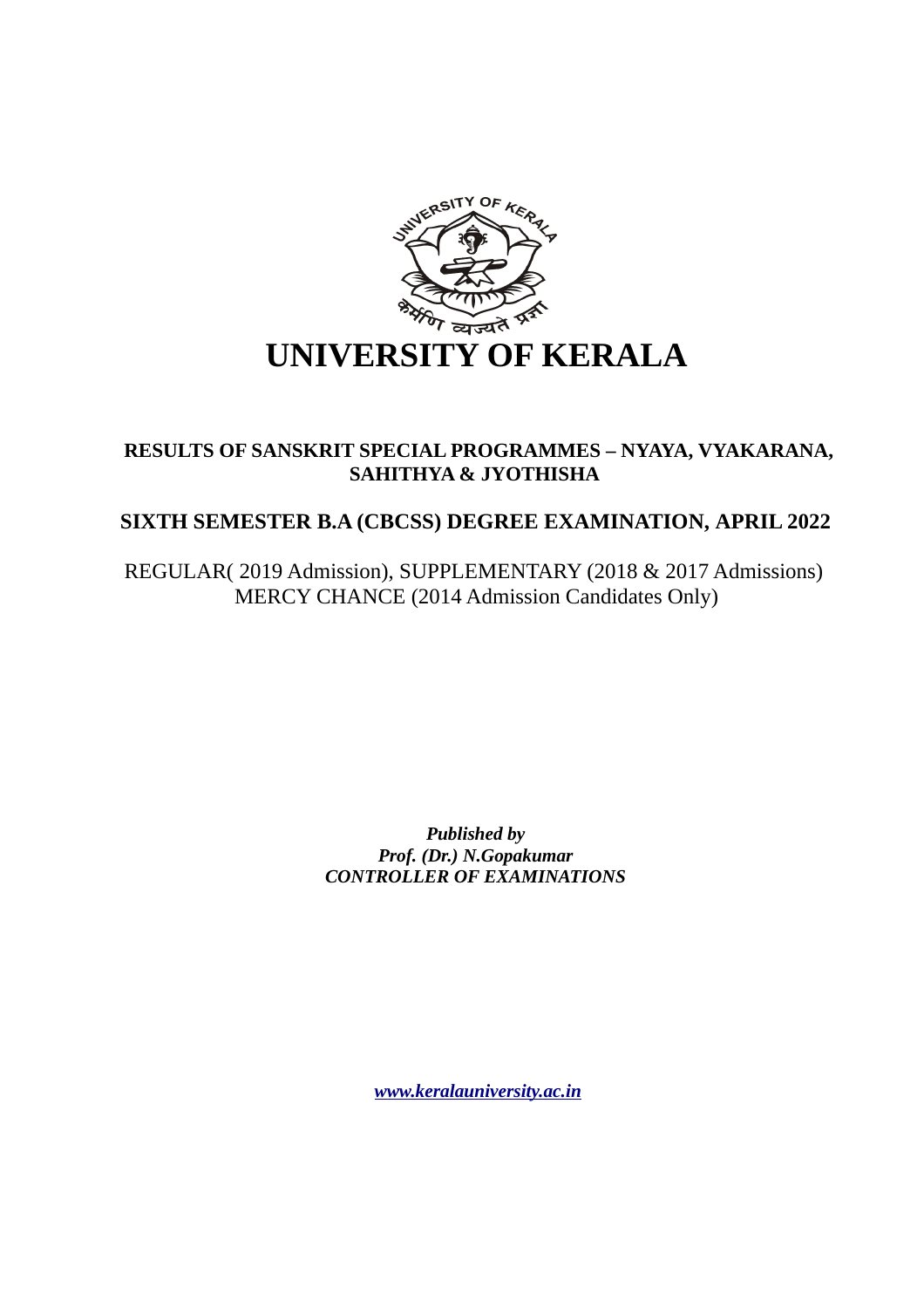# UNIVERSITY OF KERALA

## RESULTS OF SANSKRIT SPECIAL PROGRAMMES – NYAYA, VYAKARANA, SAHITHYA & JYOTHISHA

## SIXTH SEMESTER B.A (CBCSS) DEGREE EXAMINATION, APRIL 2022

REGULAR( 2019 Admission), SUPPLEMENTARY (2018 & 2017 Admissions)
MERCY CHANCE (2014 Admission Candidates Only)

***Published by***
***Prof. (Dr.) N.Gopakumar***
***CONTROLLER OF EXAMINATIONS***

***www.keralauniversity.ac.in***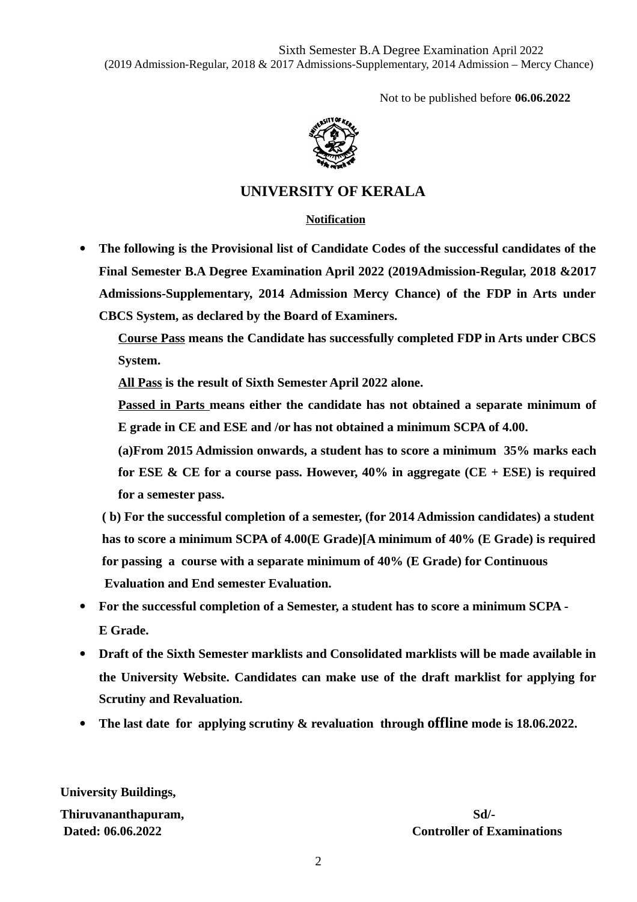Sixth Semester B.A Degree Examination April 2022
(2019 Admission-Regular, 2018 & 2017 Admissions-Supplementary, 2014 Admission – Mercy Chance)

Not to be published before **06.06.2022**

## UNIVERSITY OF KERALA

**Notification**

- **The following is the Provisional list of Candidate Codes of the successful candidates of the Final Semester B.A Degree Examination April 2022 (2019Admission-Regular, 2018 &2017 Admissions-Supplementary, 2014 Admission Mercy Chance) of the FDP in Arts under CBCS System, as declared by the Board of Examiners.**

  **Course Pass means the Candidate has successfully completed FDP in Arts under CBCS System.**

  **All Pass is the result of Sixth Semester April 2022 alone.**

  **Passed in Parts means either the candidate has not obtained a separate minimum of E grade in CE and ESE and /or has not obtained a minimum SCPA of 4.00.**

  **(a)From 2015 Admission onwards, a student has to score a minimum 35% marks each for ESE & CE for a course pass. However, 40% in aggregate (CE + ESE) is required for a semester pass.**

  **( b) For the successful completion of a semester, (for 2014 Admission candidates) a student has to score a minimum SCPA of 4.00(E Grade)[A minimum of 40% (E Grade) is required for passing a course with a separate minimum of 40% (E Grade) for Continuous Evaluation and End semester Evaluation.**

- **For the successful completion of a Semester, a student has to score a minimum SCPA - E Grade.**
- **Draft of the Sixth Semester marklists and Consolidated marklists will be made available in the University Website. Candidates can make use of the draft marklist for applying for Scrutiny and Revaluation.**
- **The last date for applying scrutiny & revaluation through offline mode is 18.06.2022.**

**University Buildings,**
**Thiruvananthapuram,**
**Dated: 06.06.2022**

**Sd/-**
**Controller of Examinations**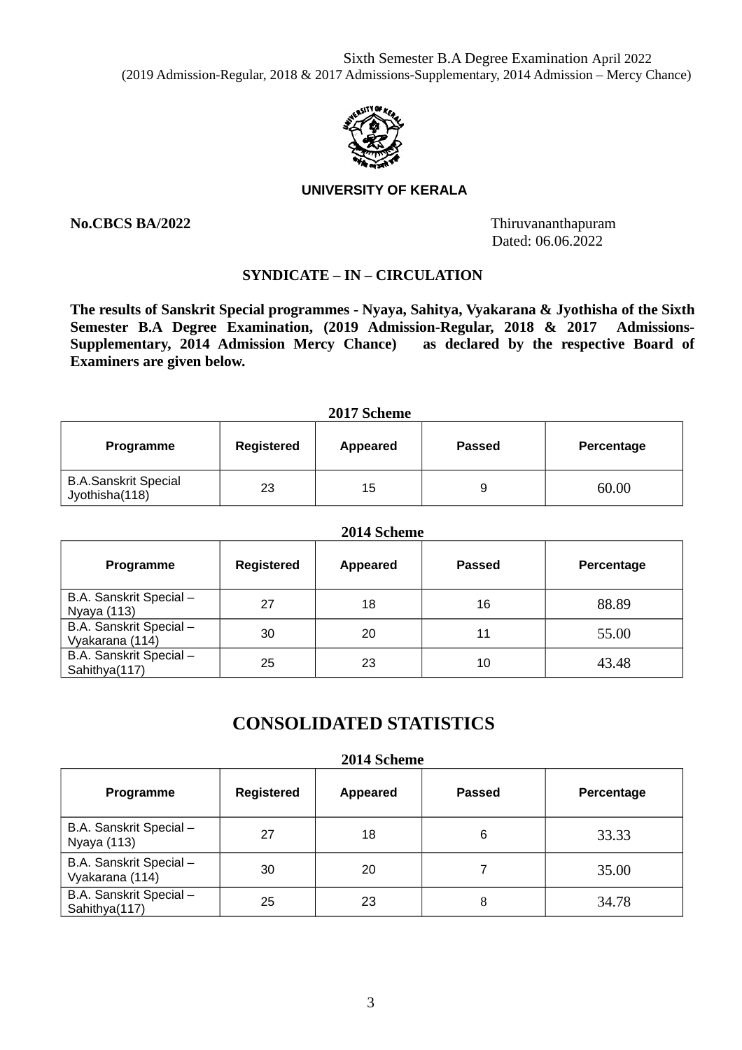Sixth Semester B.A Degree Examination April 2022
(2019 Admission-Regular, 2018 & 2017 Admissions-Supplementary, 2014 Admission – Mercy Chance)

**UNIVERSITY OF KERALA**

**No.CBCS BA/2022**

Thiruvananthapuram
Dated: 06.06.2022

## SYNDICATE – IN – CIRCULATION

**The results of Sanskrit Special programmes - Nyaya, Sahitya, Vyakarana & Jyothisha of the Sixth Semester B.A Degree Examination, (2019 Admission-Regular, 2018 & 2017 Admissions-Supplementary, 2014 Admission Mercy Chance) as declared by the respective Board of Examiners are given below.**

**2017 Scheme**

| Programme | Registered | Appeared | Passed | Percentage |
|---|---|---|---|---|
| B.A.Sanskrit Special Jyothisha(118) | 23 | 15 | 9 | 60.00 |

**2014 Scheme**

| Programme | Registered | Appeared | Passed | Percentage |
|---|---|---|---|---|
| B.A. Sanskrit Special – Nyaya (113) | 27 | 18 | 16 | 88.89 |
| B.A. Sanskrit Special – Vyakarana (114) | 30 | 20 | 11 | 55.00 |
| B.A. Sanskrit Special – Sahithya(117) | 25 | 23 | 10 | 43.48 |

## CONSOLIDATED STATISTICS

**2014 Scheme**

| Programme | Registered | Appeared | Passed | Percentage |
|---|---|---|---|---|
| B.A. Sanskrit Special – Nyaya (113) | 27 | 18 | 6 | 33.33 |
| B.A. Sanskrit Special – Vyakarana (114) | 30 | 20 | 7 | 35.00 |
| B.A. Sanskrit Special – Sahithya(117) | 25 | 23 | 8 | 34.78 |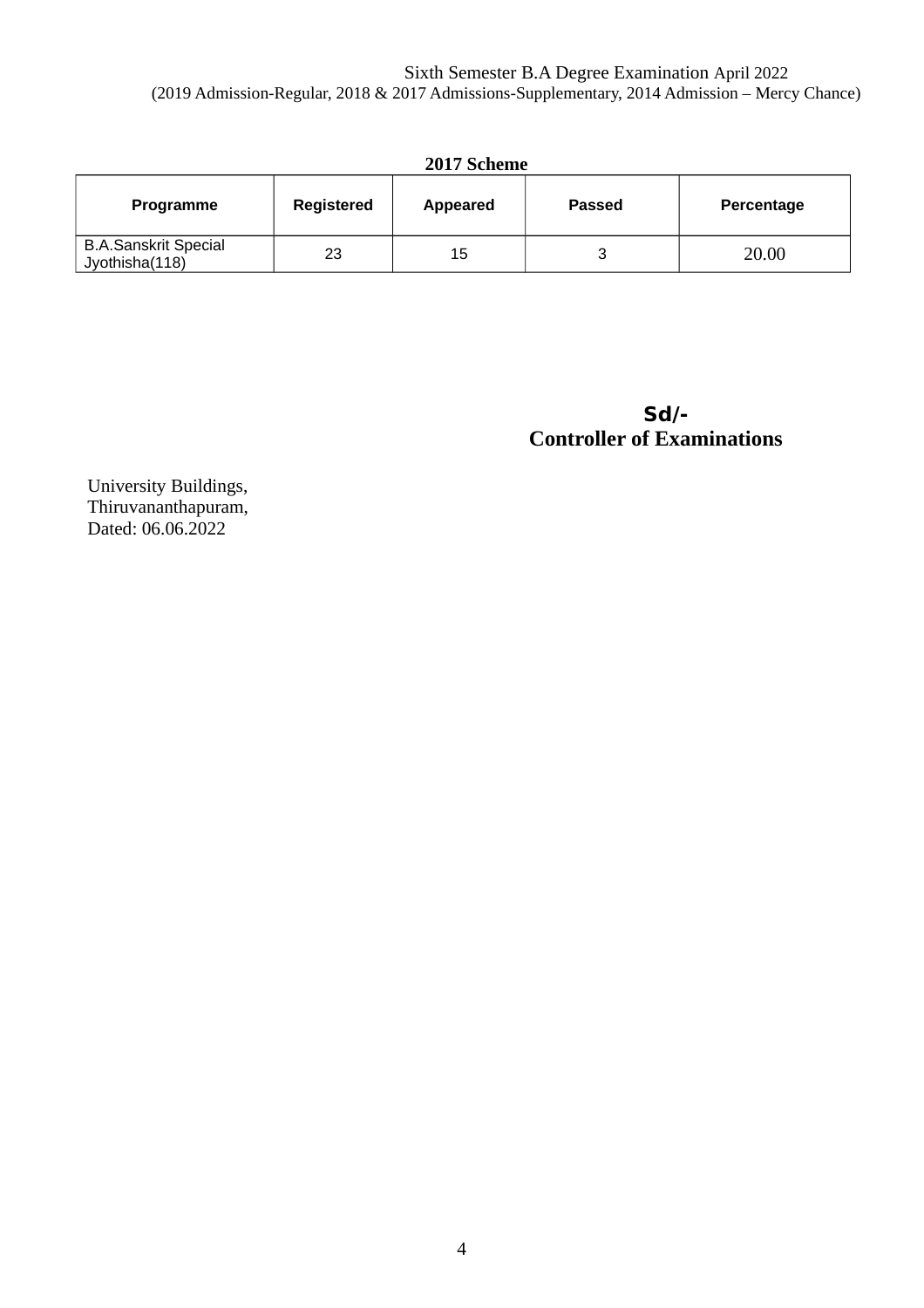Sixth Semester B.A Degree Examination April 2022
(2019 Admission-Regular, 2018 & 2017 Admissions-Supplementary, 2014 Admission – Mercy Chance)

**2017 Scheme**

| Programme | Registered | Appeared | Passed | Percentage |
|---|---|---|---|---|
| B.A.Sanskrit Special Jyothisha(118) | 23 | 15 | 3 | 20.00 |

**Sd/-**
**Controller of Examinations**

University Buildings,
Thiruvananthapuram,
Dated: 06.06.2022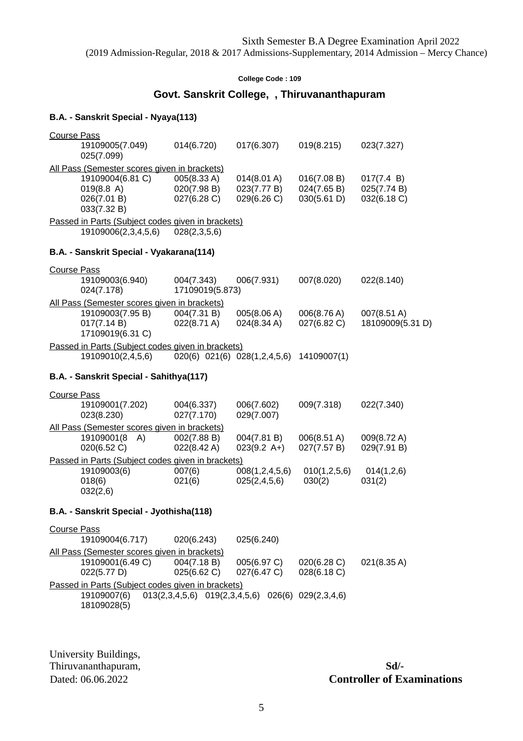Sixth Semester B.A Degree Examination April 2022
(2019 Admission-Regular, 2018 & 2017 Admissions-Supplementary, 2014 Admission – Mercy Chance)

**College Code : 109**

## Govt. Sanskrit College, , Thiruvananthapuram

### B.A. - Sanskrit Special - Nyaya(113)

Course Pass

19109005(7.049) 014(6.720) 017(6.307) 019(8.215) 023(7.327)
025(7.099)

All Pass (Semester scores given in brackets)

19109004(6.81 C) 005(8.33 A) 014(8.01 A) 016(7.08 B) 017(7.4 B)
019(8.8 A) 020(7.98 B) 023(7.77 B) 024(7.65 B) 025(7.74 B)
026(7.01 B) 027(6.28 C) 029(6.26 C) 030(5.61 D) 032(6.18 C)
033(7.32 B)

Passed in Parts (Subject codes given in brackets)

19109006(2,3,4,5,6) 028(2,3,5,6)

### B.A. - Sanskrit Special - Vyakarana(114)

Course Pass

19109003(6.940) 004(7.343) 006(7.931) 007(8.020) 022(8.140)
024(7.178) 17109019(5.873)

All Pass (Semester scores given in brackets)

19109003(7.95 B) 004(7.31 B) 005(8.06 A) 006(8.76 A) 007(8.51 A)
017(7.14 B) 022(8.71 A) 024(8.34 A) 027(6.82 C) 18109009(5.31 D)
17109019(6.31 C)

Passed in Parts (Subject codes given in brackets)

19109010(2,4,5,6) 020(6) 021(6) 028(1,2,4,5,6) 14109007(1)

### B.A. - Sanskrit Special - Sahithya(117)

Course Pass

19109001(7.202) 004(6.337) 006(7.602) 009(7.318) 022(7.340)
023(8.230) 027(7.170) 029(7.007)

All Pass (Semester scores given in brackets)

19109001(8 A) 002(7.88 B) 004(7.81 B) 006(8.51 A) 009(8.72 A)
020(6.52 C) 022(8.42 A) 023(9.2 A+) 027(7.57 B) 029(7.91 B)

Passed in Parts (Subject codes given in brackets)

19109003(6) 007(6) 008(1,2,4,5,6) 010(1,2,5,6) 014(1,2,6)
018(6) 021(6) 025(2,4,5,6) 030(2) 031(2)
032(2,6)

### B.A. - Sanskrit Special - Jyothisha(118)

Course Pass

19109004(6.717) 020(6.243) 025(6.240)

All Pass (Semester scores given in brackets)

19109001(6.49 C) 004(7.18 B) 005(6.97 C) 020(6.28 C) 021(8.35 A)
022(5.77 D) 025(6.62 C) 027(6.47 C) 028(6.18 C)

Passed in Parts (Subject codes given in brackets)

19109007(6) 013(2,3,4,5,6) 019(2,3,4,5,6) 026(6) 029(2,3,4,6)
18109028(5)

University Buildings,
Thiruvananthapuram,
Dated: 06.06.2022

**Sd/-**
**Controller of Examinations**